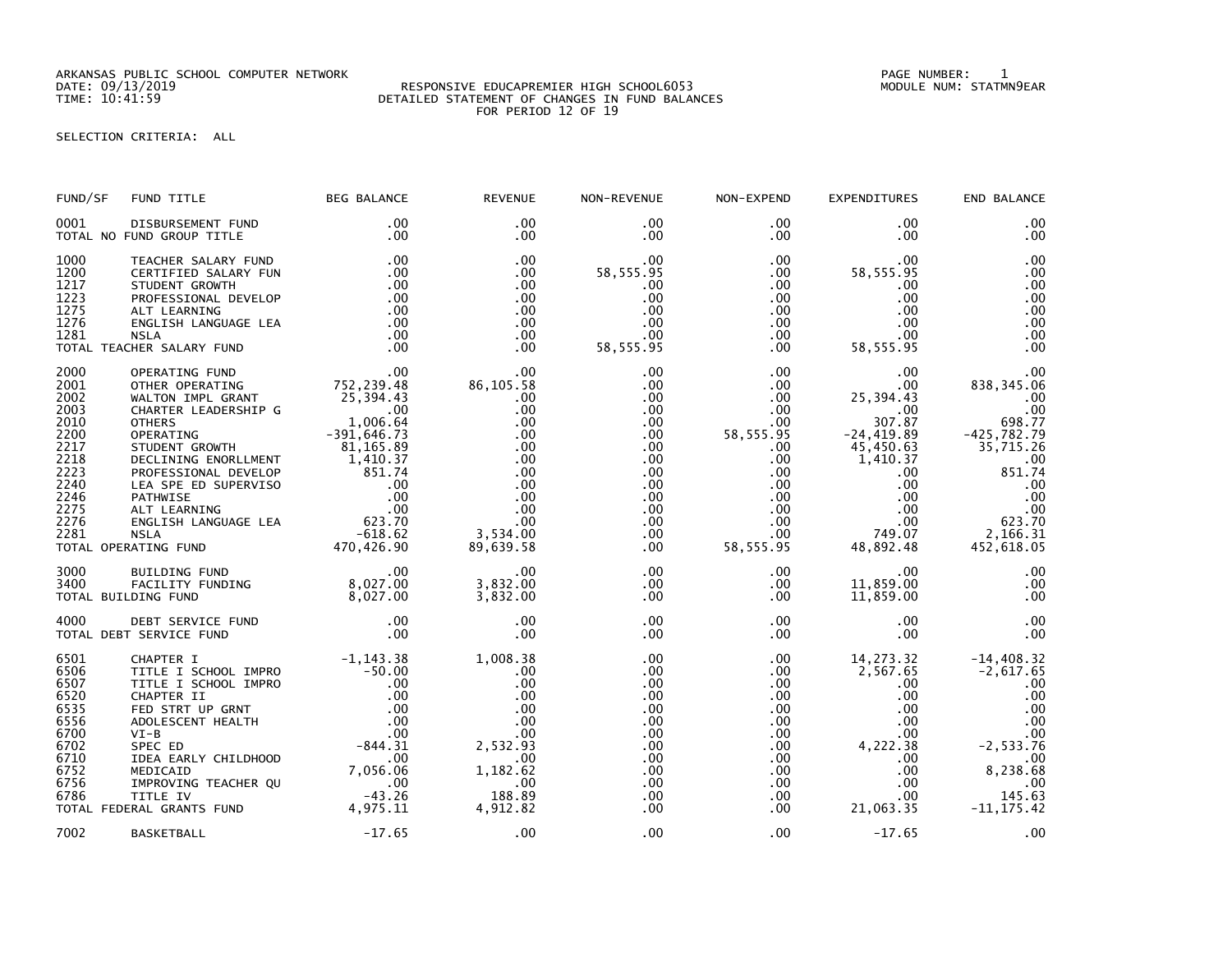ARKANSAS PUBLIC SCHOOL COMPUTER NETWORK
DATE: 09/13/2019
TIME: 10:41:59

RESPONSIVE EDUCAPREMIER HIGH SCHOOL6053
DETAILED STATEMENT OF CHANGES IN FUND BALANCES
FOR PERIOD 12 OF 19

PAGE NUMBER: 1
MODULE NUM: STATMN9EAR

SELECTION CRITERIA: ALL

| FUND/SF | FUND TITLE | BEG BALANCE | REVENUE | NON-REVENUE | NON-EXPEND | EXPENDITURES | END BALANCE |
|---|---|---|---|---|---|---|---|
| 0001 | DISBURSEMENT FUND | .00 | .00 | .00 | .00 | .00 | .00 |
| TOTAL NO FUND GROUP TITLE | | .00 | .00 | .00 | .00 | .00 | .00 |
| 1000 | TEACHER SALARY FUND | .00 | .00 | .00 | .00 | .00 | .00 |
| 1200 | CERTIFIED SALARY FUN | .00 | .00 | 58,555.95 | .00 | 58,555.95 | .00 |
| 1217 | STUDENT GROWTH | .00 | .00 | .00 | .00 | .00 | .00 |
| 1223 | PROFESSIONAL DEVELOP | .00 | .00 | .00 | .00 | .00 | .00 |
| 1275 | ALT LEARNING | .00 | .00 | .00 | .00 | .00 | .00 |
| 1276 | ENGLISH LANGUAGE LEA | .00 | .00 | .00 | .00 | .00 | .00 |
| 1281 | NSLA | .00 | .00 | .00 | .00 | .00 | .00 |
| TOTAL TEACHER SALARY FUND | | .00 | .00 | 58,555.95 | .00 | 58,555.95 | .00 |
| 2000 | OPERATING FUND | .00 | .00 | .00 | .00 | .00 | .00 |
| 2001 | OTHER OPERATING | 752,239.48 | 86,105.58 | .00 | .00 | .00 | 838,345.06 |
| 2002 | WALTON IMPL GRANT | 25,394.43 | .00 | .00 | .00 | 25,394.43 | .00 |
| 2003 | CHARTER LEADERSHIP G | .00 | .00 | .00 | .00 | .00 | .00 |
| 2010 | OTHERS | 1,006.64 | .00 | .00 | .00 | 307.87 | 698.77 |
| 2200 | OPERATING | -391,646.73 | .00 | .00 | 58,555.95 | -24,419.89 | -425,782.79 |
| 2217 | STUDENT GROWTH | 81,165.89 | .00 | .00 | .00 | 45,450.63 | 35,715.26 |
| 2218 | DECLINING ENORLLMENT | 1,410.37 | .00 | .00 | .00 | 1,410.37 | .00 |
| 2223 | PROFESSIONAL DEVELOP | 851.74 | .00 | .00 | .00 | .00 | 851.74 |
| 2240 | LEA SPE ED SUPERVISO | .00 | .00 | .00 | .00 | .00 | .00 |
| 2246 | PATHWISE | .00 | .00 | .00 | .00 | .00 | .00 |
| 2275 | ALT LEARNING | .00 | .00 | .00 | .00 | .00 | .00 |
| 2276 | ENGLISH LANGUAGE LEA | 623.70 | .00 | .00 | .00 | .00 | 623.70 |
| 2281 | NSLA | -618.62 | 3,534.00 | .00 | .00 | 749.07 | 2,166.31 |
| TOTAL OPERATING FUND | | 470,426.90 | 89,639.58 | .00 | 58,555.95 | 48,892.48 | 452,618.05 |
| 3000 | BUILDING FUND | .00 | .00 | .00 | .00 | .00 | .00 |
| 3400 | FACILITY FUNDING | 8,027.00 | 3,832.00 | .00 | .00 | 11,859.00 | .00 |
| TOTAL BUILDING FUND | | 8,027.00 | 3,832.00 | .00 | .00 | 11,859.00 | .00 |
| 4000 | DEBT SERVICE FUND | .00 | .00 | .00 | .00 | .00 | .00 |
| TOTAL DEBT SERVICE FUND | | .00 | .00 | .00 | .00 | .00 | .00 |
| 6501 | CHAPTER I | -1,143.38 | 1,008.38 | .00 | .00 | 14,273.32 | -14,408.32 |
| 6506 | TITLE I SCHOOL IMPRO | -50.00 | .00 | .00 | .00 | 2,567.65 | -2,617.65 |
| 6507 | TITLE I SCHOOL IMPRO | .00 | .00 | .00 | .00 | .00 | .00 |
| 6520 | CHAPTER II | .00 | .00 | .00 | .00 | .00 | .00 |
| 6535 | FED STRT UP GRNT | .00 | .00 | .00 | .00 | .00 | .00 |
| 6556 | ADOLESCENT HEALTH | .00 | .00 | .00 | .00 | .00 | .00 |
| 6700 | VI-B | .00 | .00 | .00 | .00 | .00 | .00 |
| 6702 | SPEC ED | -844.31 | 2,532.93 | .00 | .00 | 4,222.38 | -2,533.76 |
| 6710 | IDEA EARLY CHILDHOOD | .00 | .00 | .00 | .00 | .00 | .00 |
| 6752 | MEDICAID | 7,056.06 | 1,182.62 | .00 | .00 | .00 | 8,238.68 |
| 6756 | IMPROVING TEACHER QU | .00 | .00 | .00 | .00 | .00 | .00 |
| 6786 | TITLE IV | -43.26 | 188.89 | .00 | .00 | .00 | 145.63 |
| TOTAL FEDERAL GRANTS FUND | | 4,975.11 | 4,912.82 | .00 | .00 | 21,063.35 | -11,175.42 |
| 7002 | BASKETBALL | -17.65 | .00 | .00 | .00 | -17.65 | .00 |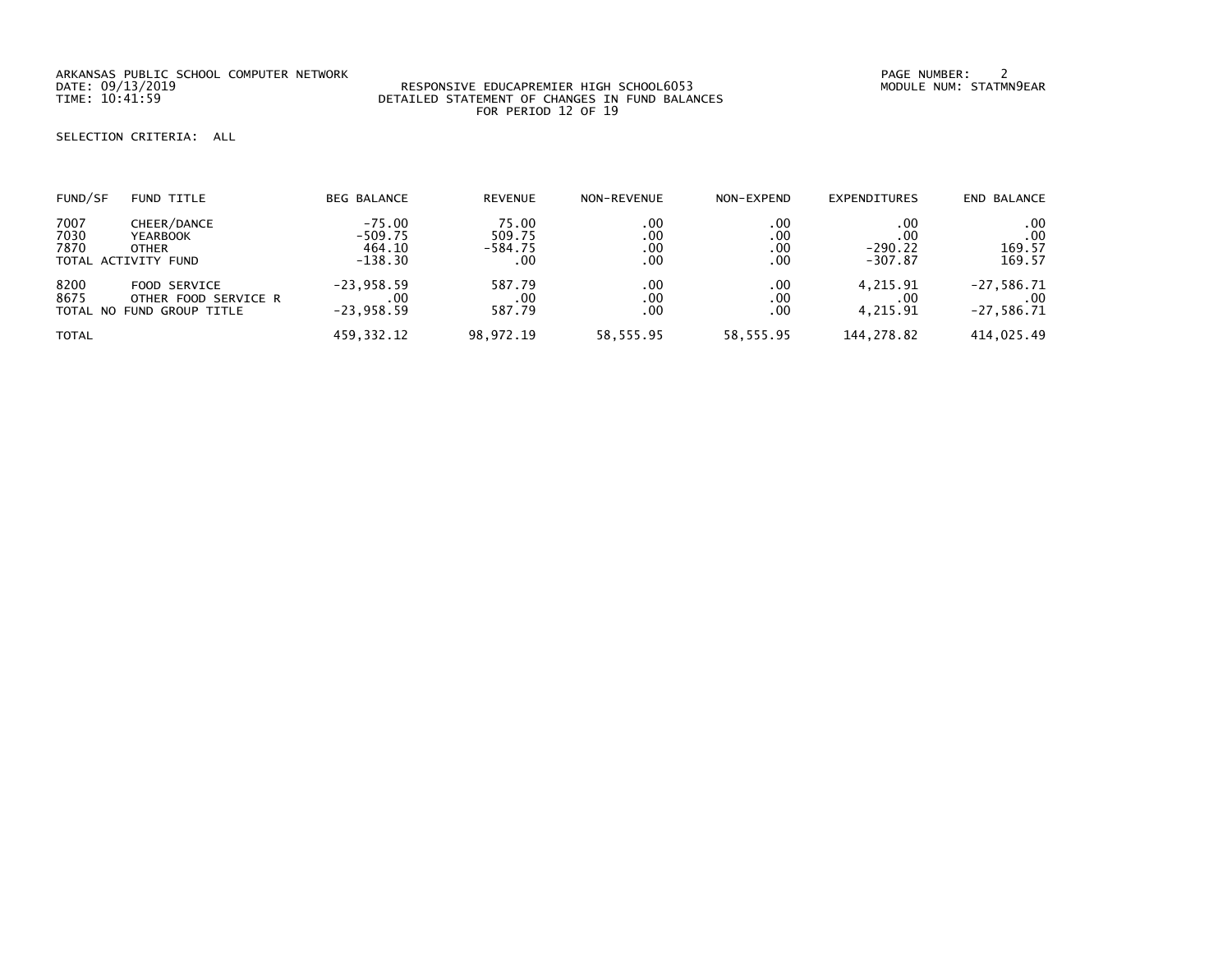ARKANSAS PUBLIC SCHOOL COMPUTER NETWORK
DATE: 09/13/2019
TIME: 10:41:59

RESPONSIVE EDUCAPREMIER HIGH SCHOOL6053
DETAILED STATEMENT OF CHANGES IN FUND BALANCES
FOR PERIOD 12 OF 19

PAGE NUMBER: 2
MODULE NUM: STATMN9EAR

SELECTION CRITERIA: ALL

| FUND/SF | FUND TITLE | BEG BALANCE | REVENUE | NON-REVENUE | NON-EXPEND | EXPENDITURES | END BALANCE |
|---|---|---|---|---|---|---|---|
| 7007 | CHEER/DANCE | -75.00 | 75.00 | .00 | .00 | .00 | .00 |
| 7030 | YEARBOOK | -509.75 | 509.75 | .00 | .00 | .00 | .00 |
| 7870 | OTHER | 464.10 | -584.75 | .00 | .00 | -290.22 | 169.57 |
| TOTAL ACTIVITY FUND | | -138.30 | .00 | .00 | .00 | -307.87 | 169.57 |
| 8200 | FOOD SERVICE | -23,958.59 | 587.79 | .00 | .00 | 4,215.91 | -27,586.71 |
| 8675 | OTHER FOOD SERVICE R | .00 | .00 | .00 | .00 | .00 | .00 |
| TOTAL NO FUND GROUP TITLE | | -23,958.59 | 587.79 | .00 | .00 | 4,215.91 | -27,586.71 |
| TOTAL | | 459,332.12 | 98,972.19 | 58,555.95 | 58,555.95 | 144,278.82 | 414,025.49 |